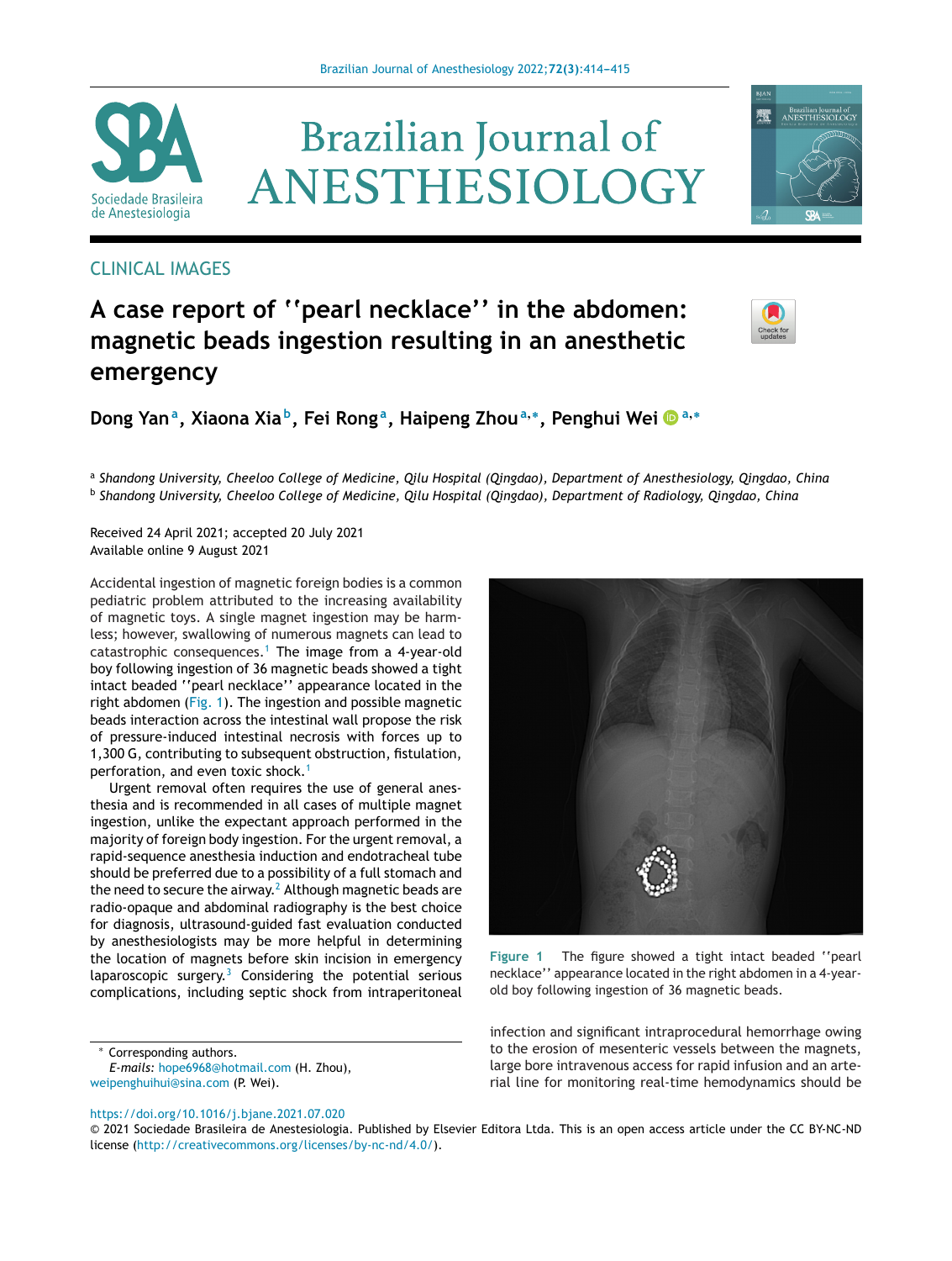CLINICAL IMAGES

# A case report of ''pearl necklace'' in the abdomen: magnetic beads ingestion resulting in an anesthetic emergency

**Dong Yan[a], Xiaona Xia[b], Fei Rong[a], Haipeng Zhou[a,*], Penghui Wei[a,*]**

[a] *Shandong University, Cheeloo College of Medicine, Qilu Hospital (Qingdao), Department of Anesthesiology, Qingdao, China*
[b] *Shandong University, Cheeloo College of Medicine, Qilu Hospital (Qingdao), Department of Radiology, Qingdao, China*

Received 24 April 2021; accepted 20 July 2021
Available online 9 August 2021

Accidental ingestion of magnetic foreign bodies is a common pediatric problem attributed to the increasing availability of magnetic toys. A single magnet ingestion may be harmless; however, swallowing of numerous magnets can lead to catastrophic consequences.[1] The image from a 4-year-old boy following ingestion of 36 magnetic beads showed a tight intact beaded ''pearl necklace'' appearance located in the right abdomen (Fig. 1). The ingestion and possible magnetic beads interaction across the intestinal wall propose the risk of pressure-induced intestinal necrosis with forces up to 1,300 G, contributing to subsequent obstruction, fistulation, perforation, and even toxic shock.[1]

Urgent removal often requires the use of general anesthesia and is recommended in all cases of multiple magnet ingestion, unlike the expectant approach performed in the majority of foreign body ingestion. For the urgent removal, a rapid-sequence anesthesia induction and endotracheal tube should be preferred due to a possibility of a full stomach and the need to secure the airway.[2] Although magnetic beads are radio-opaque and abdominal radiography is the best choice for diagnosis, ultrasound-guided fast evaluation conducted by anesthesiologists may be more helpful in determining the location of magnets before skin incision in emergency laparoscopic surgery.[3] Considering the potential serious complications, including septic shock from intraperitoneal infection and significant intraprocedural hemorrhage owing to the erosion of mesenteric vessels between the magnets, large bore intravenous access for rapid infusion and an arterial line for monitoring real-time hemodynamics should be

**Figure 1** The figure showed a tight intact beaded ''pearl necklace'' appearance located in the right abdomen in a 4-year-old boy following ingestion of 36 magnetic beads.

\* Corresponding authors.
*E-mails:* hope6968@hotmail.com (H. Zhou), weipenghuihui@sina.com (P. Wei).

https://doi.org/10.1016/j.bjane.2021.07.020
© 2021 Sociedade Brasileira de Anestesiologia. Published by Elsevier Editora Ltda. This is an open access article under the CC BY-NC-ND license (http://creativecommons.org/licenses/by-nc-nd/4.0/).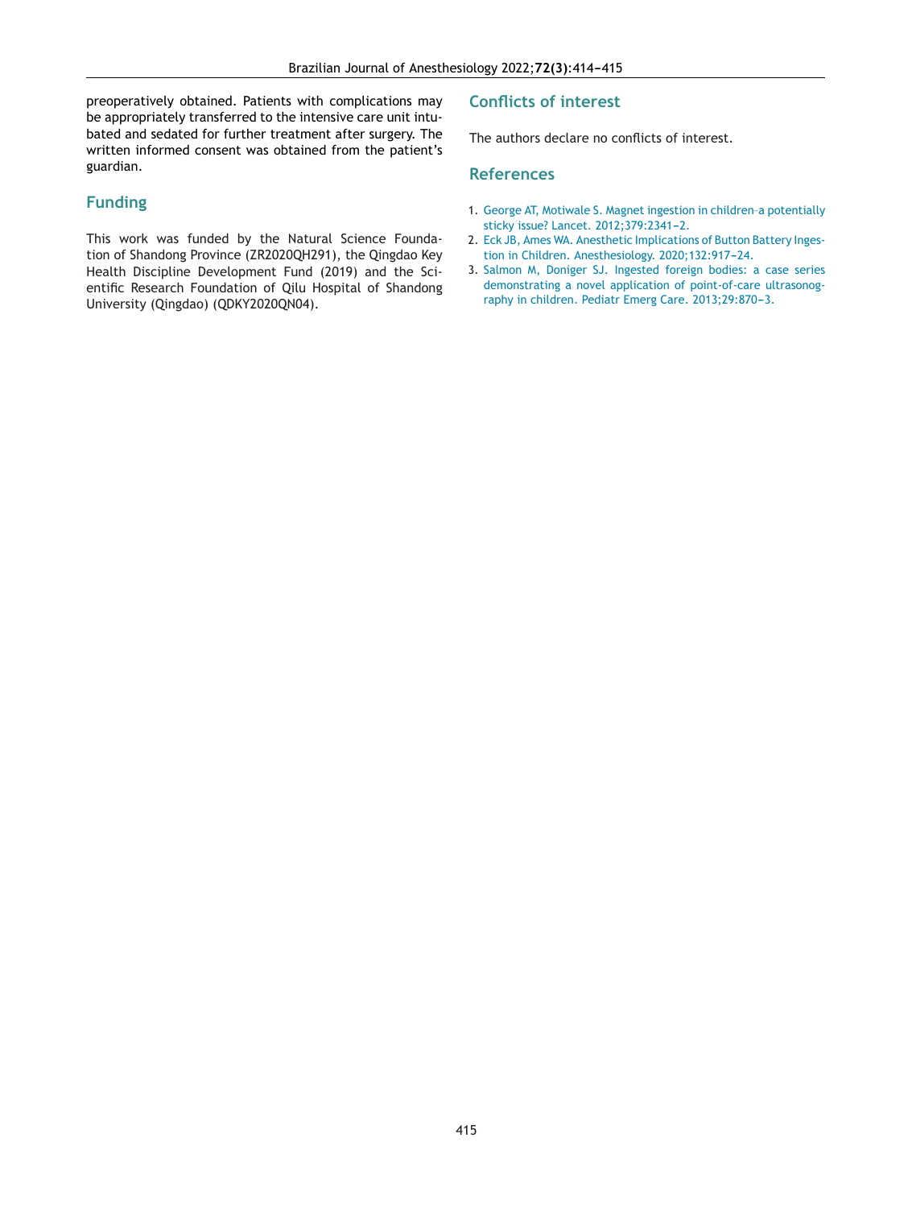preoperatively obtained. Patients with complications may be appropriately transferred to the intensive care unit intubated and sedated for further treatment after surgery. The written informed consent was obtained from the patient's guardian.

## Funding

This work was funded by the Natural Science Foundation of Shandong Province (ZR2020QH291), the Qingdao Key Health Discipline Development Fund (2019) and the Scientific Research Foundation of Qilu Hospital of Shandong University (Qingdao) (QDKY2020QN04).

## Conflicts of interest

The authors declare no conflicts of interest.

## References

1. George AT, Motiwale S. Magnet ingestion in children–a potentially sticky issue? Lancet. 2012;379:2341–2.
2. Eck JB, Ames WA. Anesthetic Implications of Button Battery Ingestion in Children. Anesthesiology. 2020;132:917–24.
3. Salmon M, Doniger SJ. Ingested foreign bodies: a case series demonstrating a novel application of point-of-care ultrasonography in children. Pediatr Emerg Care. 2013;29:870–3.